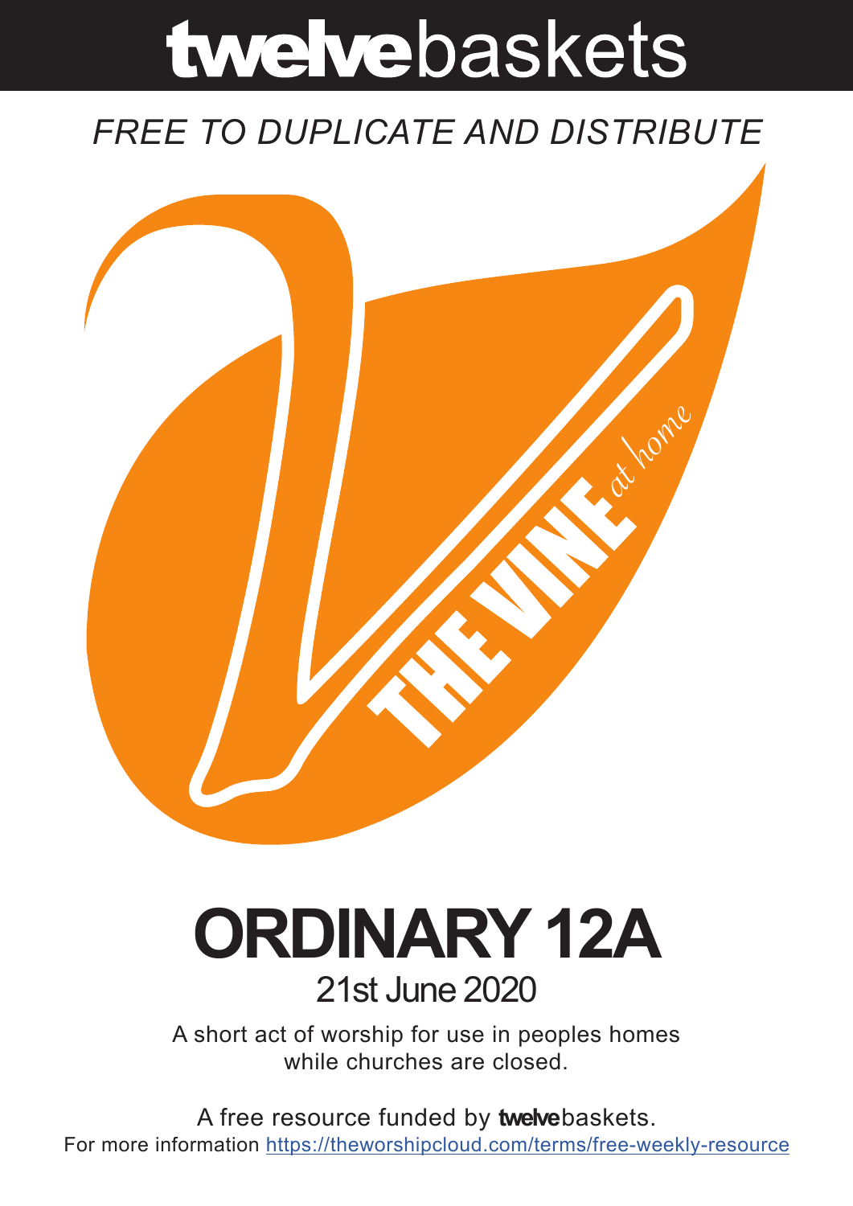# twelvebaskets

*FREE TO DUPLICATE AND DISTRIBUTE*

THE VINE *at home*

# ORDINARY 12A

## 21st June 2020

A short act of worship for use in peoples homes while churches are closed.

A free resource funded by **twelve**baskets.

For more information https://theworshipcloud.com/terms/free-weekly-resource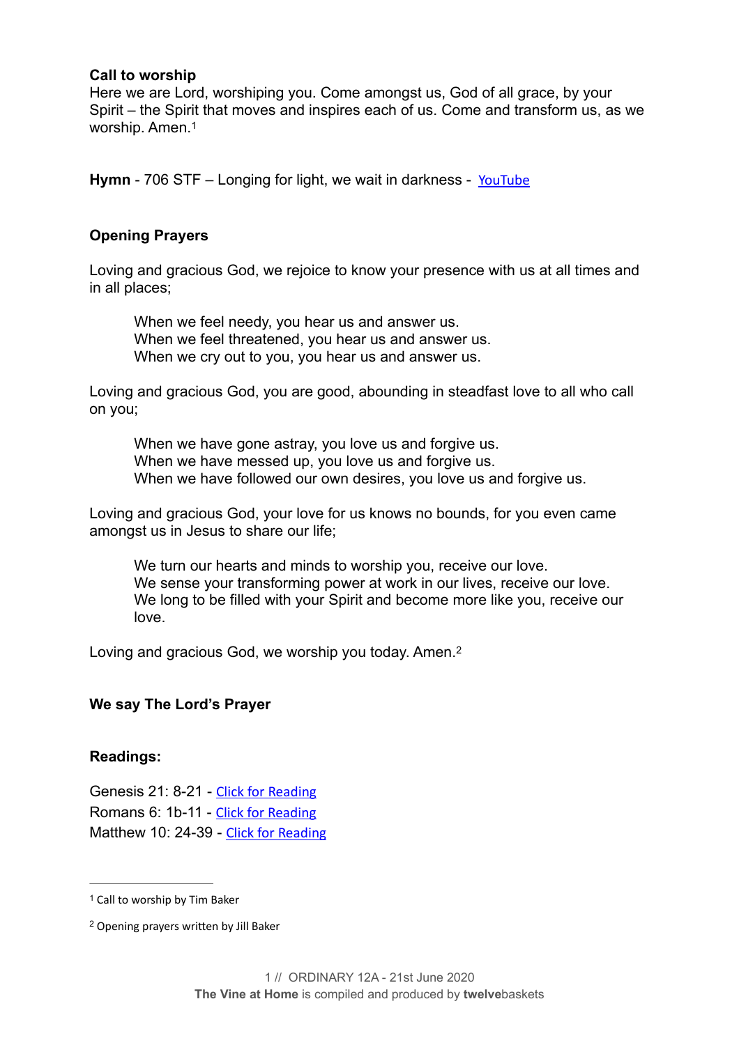**Call to worship**
Here we are Lord, worshiping you. Come amongst us, God of all grace, by your Spirit – the Spirit that moves and inspires each of us. Come and transform us, as we worship. Amen.[1]

**Hymn** - 706 STF – Longing for light, we wait in darkness - [YouTube]

**Opening Prayers**

Loving and gracious God, we rejoice to know your presence with us at all times and in all places;

> When we feel needy, you hear us and answer us.
> When we feel threatened, you hear us and answer us.
> When we cry out to you, you hear us and answer us.

Loving and gracious God, you are good, abounding in steadfast love to all who call on you;

> When we have gone astray, you love us and forgive us.
> When we have messed up, you love us and forgive us.
> When we have followed our own desires, you love us and forgive us.

Loving and gracious God, your love for us knows no bounds, for you even came amongst us in Jesus to share our life;

> We turn our hearts and minds to worship you, receive our love.
> We sense your transforming power at work in our lives, receive our love.
> We long to be filled with your Spirit and become more like you, receive our love.

Loving and gracious God, we worship you today. Amen.[2]

**We say The Lord's Prayer**

**Readings:**

Genesis 21: 8-21 - [Click for Reading]
Romans 6: 1b-11 - [Click for Reading]
Matthew 10: 24-39 - [Click for Reading]

---

[1] Call to worship by Tim Baker

[2] Opening prayers written by Jill Baker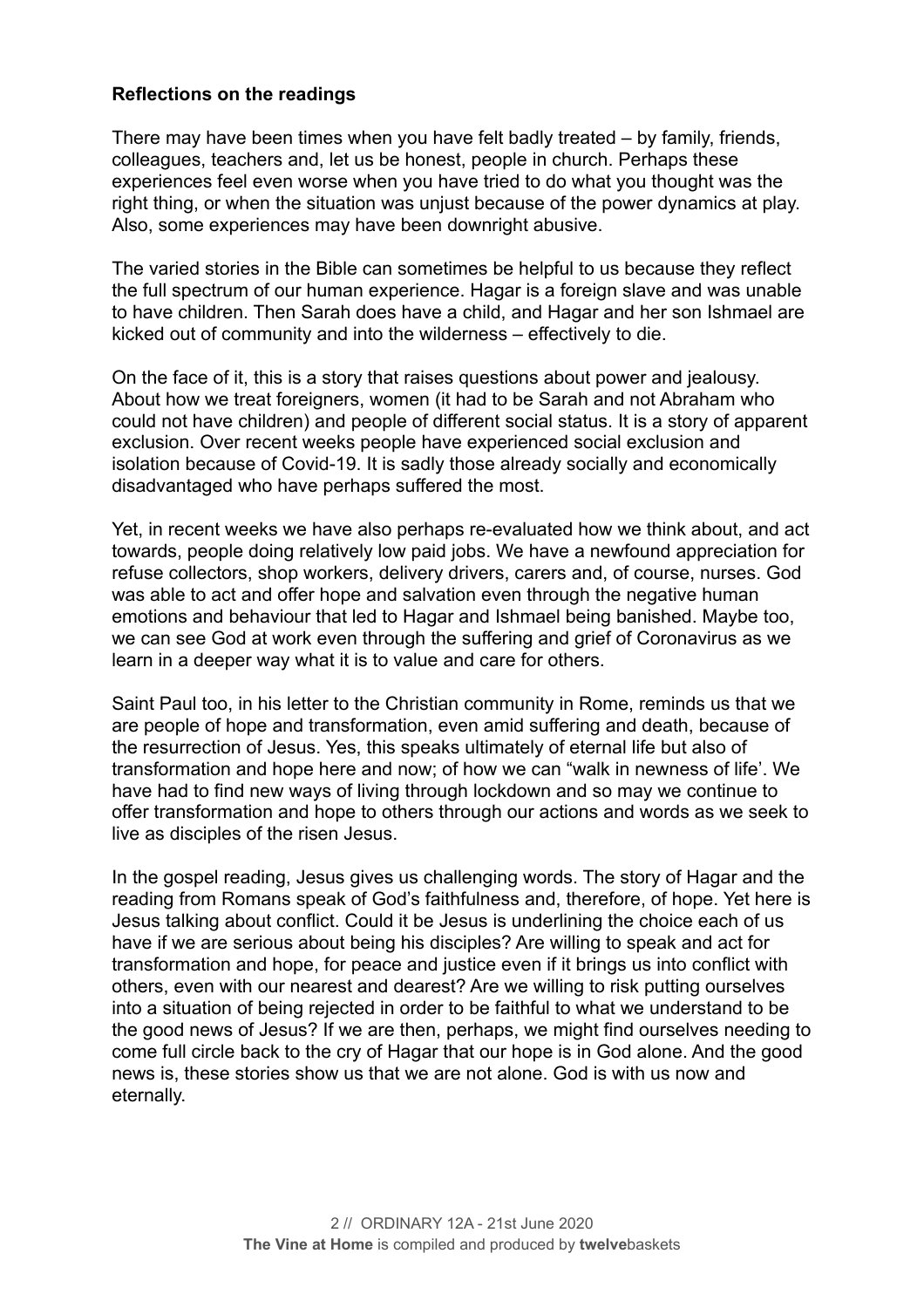**Reflections on the readings**

There may have been times when you have felt badly treated – by family, friends, colleagues, teachers and, let us be honest, people in church. Perhaps these experiences feel even worse when you have tried to do what you thought was the right thing, or when the situation was unjust because of the power dynamics at play. Also, some experiences may have been downright abusive.

The varied stories in the Bible can sometimes be helpful to us because they reflect the full spectrum of our human experience. Hagar is a foreign slave and was unable to have children. Then Sarah does have a child, and Hagar and her son Ishmael are kicked out of community and into the wilderness – effectively to die.

On the face of it, this is a story that raises questions about power and jealousy. About how we treat foreigners, women (it had to be Sarah and not Abraham who could not have children) and people of different social status. It is a story of apparent exclusion. Over recent weeks people have experienced social exclusion and isolation because of Covid-19. It is sadly those already socially and economically disadvantaged who have perhaps suffered the most.

Yet, in recent weeks we have also perhaps re-evaluated how we think about, and act towards, people doing relatively low paid jobs. We have a newfound appreciation for refuse collectors, shop workers, delivery drivers, carers and, of course, nurses. God was able to act and offer hope and salvation even through the negative human emotions and behaviour that led to Hagar and Ishmael being banished. Maybe too, we can see God at work even through the suffering and grief of Coronavirus as we learn in a deeper way what it is to value and care for others.

Saint Paul too, in his letter to the Christian community in Rome, reminds us that we are people of hope and transformation, even amid suffering and death, because of the resurrection of Jesus. Yes, this speaks ultimately of eternal life but also of transformation and hope here and now; of how we can "walk in newness of life'. We have had to find new ways of living through lockdown and so may we continue to offer transformation and hope to others through our actions and words as we seek to live as disciples of the risen Jesus.

In the gospel reading, Jesus gives us challenging words. The story of Hagar and the reading from Romans speak of God's faithfulness and, therefore, of hope. Yet here is Jesus talking about conflict. Could it be Jesus is underlining the choice each of us have if we are serious about being his disciples? Are willing to speak and act for transformation and hope, for peace and justice even if it brings us into conflict with others, even with our nearest and dearest? Are we willing to risk putting ourselves into a situation of being rejected in order to be faithful to what we understand to be the good news of Jesus? If we are then, perhaps, we might find ourselves needing to come full circle back to the cry of Hagar that our hope is in God alone. And the good news is, these stories show us that we are not alone. God is with us now and eternally.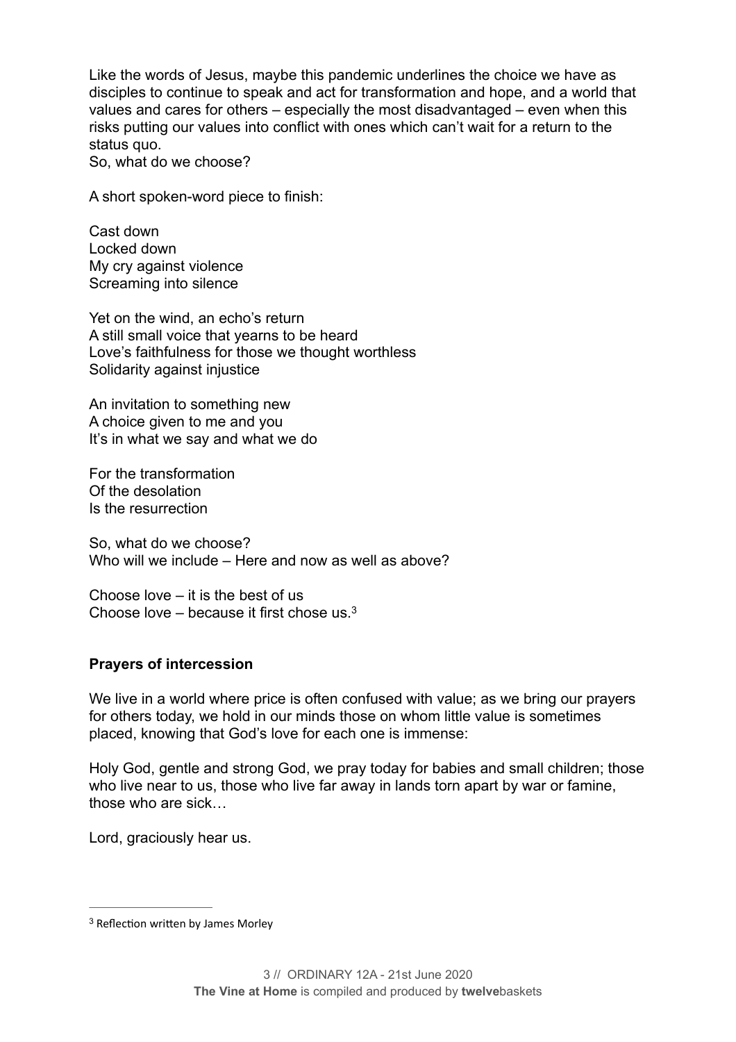Like the words of Jesus, maybe this pandemic underlines the choice we have as disciples to continue to speak and act for transformation and hope, and a world that values and cares for others – especially the most disadvantaged – even when this risks putting our values into conflict with ones which can't wait for a return to the status quo.
So, what do we choose?

A short spoken-word piece to finish:

Cast down
Locked down
My cry against violence
Screaming into silence

Yet on the wind, an echo's return
A still small voice that yearns to be heard
Love's faithfulness for those we thought worthless
Solidarity against injustice

An invitation to something new
A choice given to me and you
It's in what we say and what we do

For the transformation
Of the desolation
Is the resurrection

So, what do we choose?
Who will we include – Here and now as well as above?

Choose love – it is the best of us
Choose love – because it first chose us.[3]

**Prayers of intercession**

We live in a world where price is often confused with value; as we bring our prayers for others today, we hold in our minds those on whom little value is sometimes placed, knowing that God's love for each one is immense:

Holy God, gentle and strong God, we pray today for babies and small children; those who live near to us, those who live far away in lands torn apart by war or famine, those who are sick…

Lord, graciously hear us.

---

[3] Reflection written by James Morley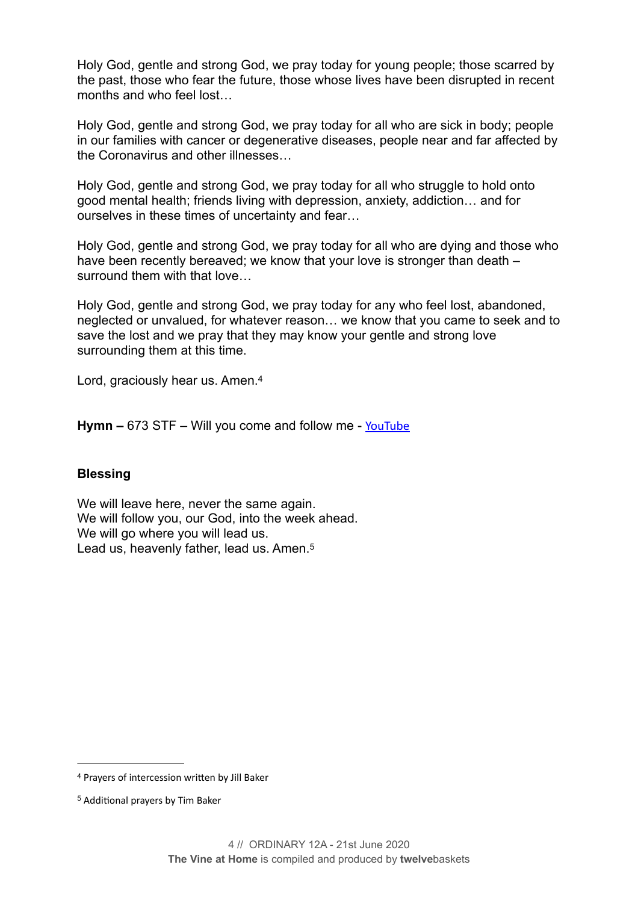Holy God, gentle and strong God, we pray today for young people; those scarred by the past, those who fear the future, those whose lives have been disrupted in recent months and who feel lost…

Holy God, gentle and strong God, we pray today for all who are sick in body; people in our families with cancer or degenerative diseases, people near and far affected by the Coronavirus and other illnesses…

Holy God, gentle and strong God, we pray today for all who struggle to hold onto good mental health; friends living with depression, anxiety, addiction… and for ourselves in these times of uncertainty and fear…

Holy God, gentle and strong God, we pray today for all who are dying and those who have been recently bereaved; we know that your love is stronger than death – surround them with that love…

Holy God, gentle and strong God, we pray today for any who feel lost, abandoned, neglected or unvalued, for whatever reason… we know that you came to seek and to save the lost and we pray that they may know your gentle and strong love surrounding them at this time.

Lord, graciously hear us. Amen.[4]

**Hymn –** 673 STF – Will you come and follow me - YouTube

### Blessing

We will leave here, never the same again.
We will follow you, our God, into the week ahead.
We will go where you will lead us.
Lead us, heavenly father, lead us. Amen.[5]

---

[4] Prayers of intercession written by Jill Baker

[5] Additional prayers by Tim Baker